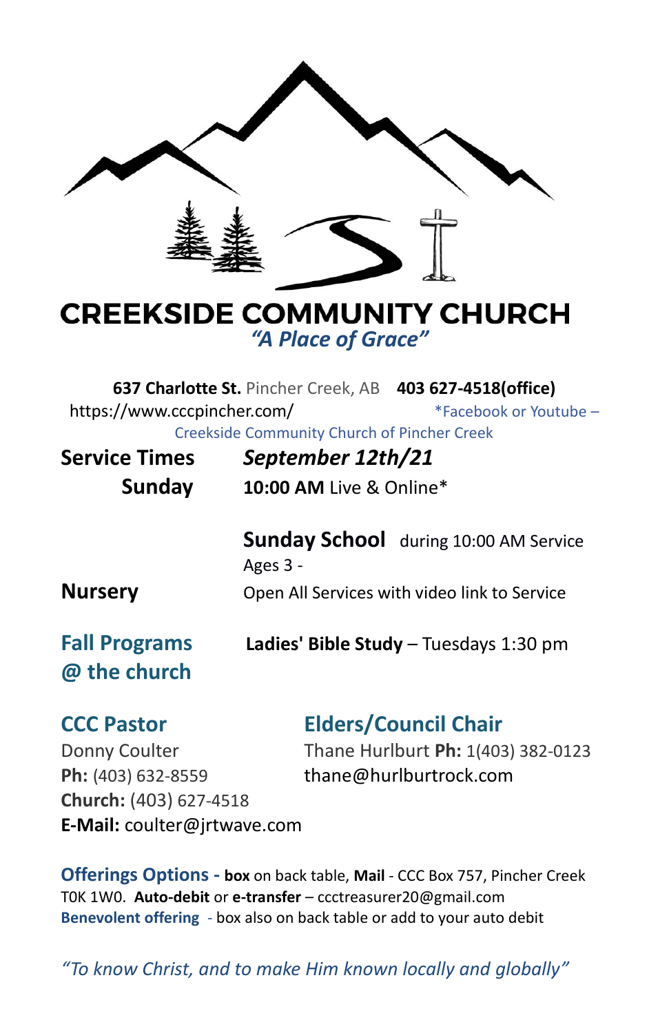# CREEKSIDE COMMUNITY CHURCH

*"A Place of Grace"*

**637 Charlotte St.** Pincher Creek, AB **403 627-4518(office)**

https://www.cccpincher.com/ *Facebook or Youtube – Creekside Community Church of Pincher Creek

**Service Times** ***September 12th/21***

**Sunday** **10:00 AM** Live & Online*

**Sunday School** during 10:00 AM Service
Ages 3 -

**Nursery** Open All Services with video link to Service

**Fall Programs @ the church**

**Ladies' Bible Study** – Tuesdays 1:30 pm

## CCC Pastor

Donny Coulter
**Ph:** (403) 632-8559
**Church:** (403) 627-4518
**E-Mail:** coulter@jrtwave.com

## Elders/Council Chair

Thane Hurlburt **Ph:** 1(403) 382-0123
thane@hurlburtrock.com

**Offerings Options - box** on back table, **Mail** - CCC Box 757, Pincher Creek T0K 1W0. **Auto-debit** or **e-transfer** – ccctreasurer20@gmail.com

**Benevolent offering** - box also on back table or add to your auto debit

*"To know Christ, and to make Him known locally and globally"*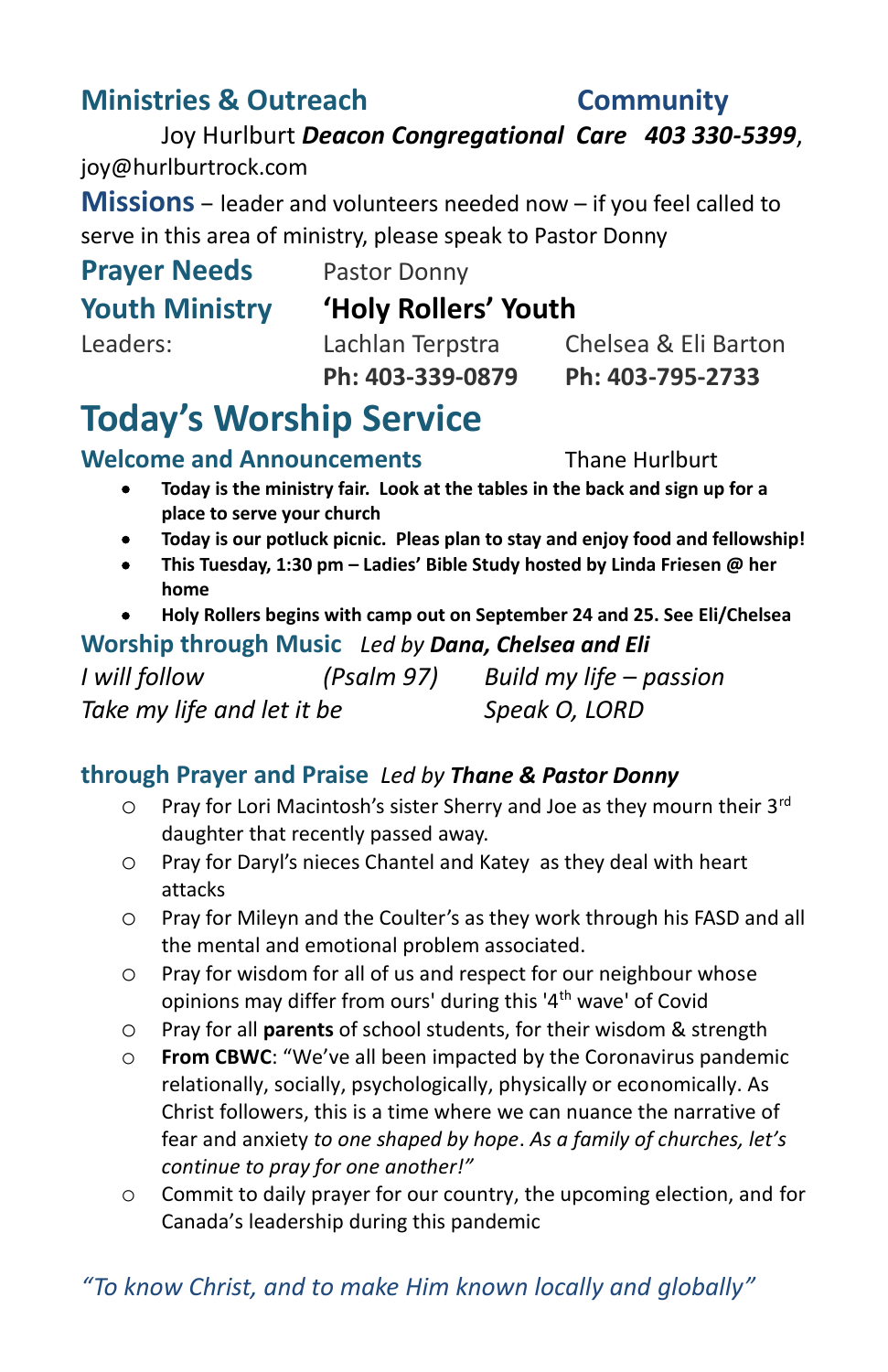## Ministries & Outreach Community

Joy Hurlburt ***Deacon Congregational Care 403 330-5399***, joy@hurlburtrock.com

**Missions** – leader and volunteers needed now – if you feel called to serve in this area of ministry, please speak to Pastor Donny

**Prayer Needs** Pastor Donny

**Youth Ministry** **'Holy Rollers' Youth**

Leaders: Lachlan Terpstra **Ph: 403-339-0879** Chelsea & Eli Barton **Ph: 403-795-2733**

# Today's Worship Service

### Welcome and Announcements Thane Hurlburt

- **Today is the ministry fair. Look at the tables in the back and sign up for a place to serve your church**
- **Today is our potluck picnic. Pleas plan to stay and enjoy food and fellowship!**
- **This Tuesday, 1:30 pm – Ladies' Bible Study hosted by Linda Friesen @ her home**
- **Holy Rollers begins with camp out on September 24 and 25. See Eli/Chelsea**

### Worship through Music *Led by **Dana, Chelsea and Eli***

*I will follow (Psalm 97)*
*Build my life – passion*
*Take my life and let it be*
*Speak O, LORD*

### through Prayer and Praise *Led by **Thane & Pastor Donny***

- Pray for Lori Macintosh's sister Sherry and Joe as they mourn their 3rd daughter that recently passed away.
- Pray for Daryl's nieces Chantel and Katey as they deal with heart attacks
- Pray for Mileyn and the Coulter's as they work through his FASD and all the mental and emotional problem associated.
- Pray for wisdom for all of us and respect for our neighbour whose opinions may differ from ours' during this '4th wave' of Covid
- Pray for all **parents** of school students, for their wisdom & strength
- **From CBWC**: "We've all been impacted by the Coronavirus pandemic relationally, socially, psychologically, physically or economically. As Christ followers, this is a time where we can nuance the narrative of fear and anxiety *to one shaped by hope*. *As a family of churches, let's continue to pray for one another!"*
- Commit to daily prayer for our country, the upcoming election, and for Canada's leadership during this pandemic

*"To know Christ, and to make Him known locally and globally"*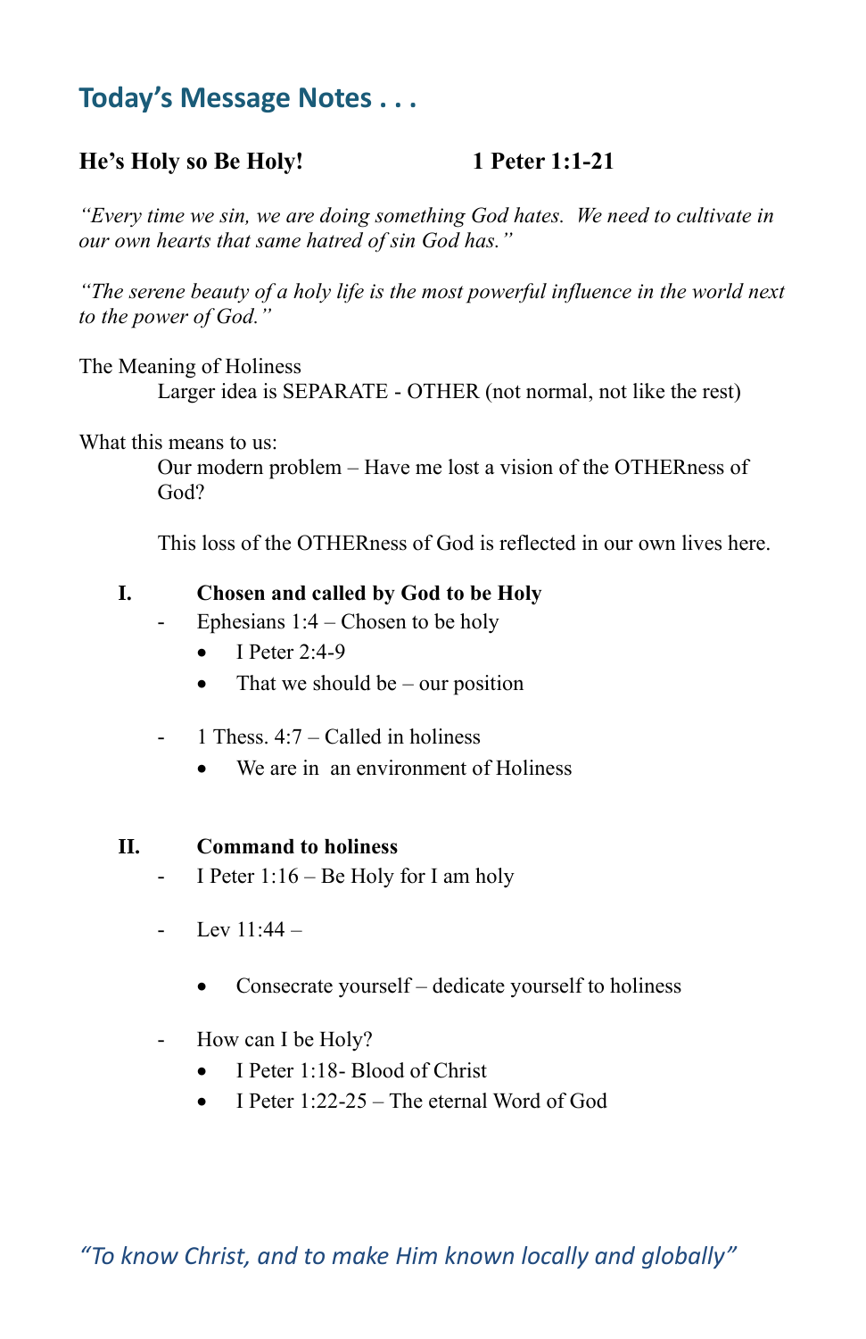## Today's Message Notes . . .

**He's Holy so Be Holy!** **1 Peter 1:1-21**

*"Every time we sin, we are doing something God hates. We need to cultivate in our own hearts that same hatred of sin God has."*

*"The serene beauty of a holy life is the most powerful influence in the world next to the power of God."*

The Meaning of Holiness

Larger idea is SEPARATE - OTHER (not normal, not like the rest)

What this means to us:

Our modern problem – Have me lost a vision of the OTHERness of God?

This loss of the OTHERness of God is reflected in our own lives here.

**I. Chosen and called by God to be Holy**

- Ephesians 1:4 – Chosen to be holy
  - I Peter 2:4-9
  - That we should be – our position
- 1 Thess. 4:7 – Called in holiness
  - We are in an environment of Holiness

**II. Command to holiness**

- I Peter 1:16 – Be Holy for I am holy
- Lev 11:44 –
  - Consecrate yourself – dedicate yourself to holiness
- How can I be Holy?
  - I Peter 1:18- Blood of Christ
  - I Peter 1:22-25 – The eternal Word of God

*"To know Christ, and to make Him known locally and globally"*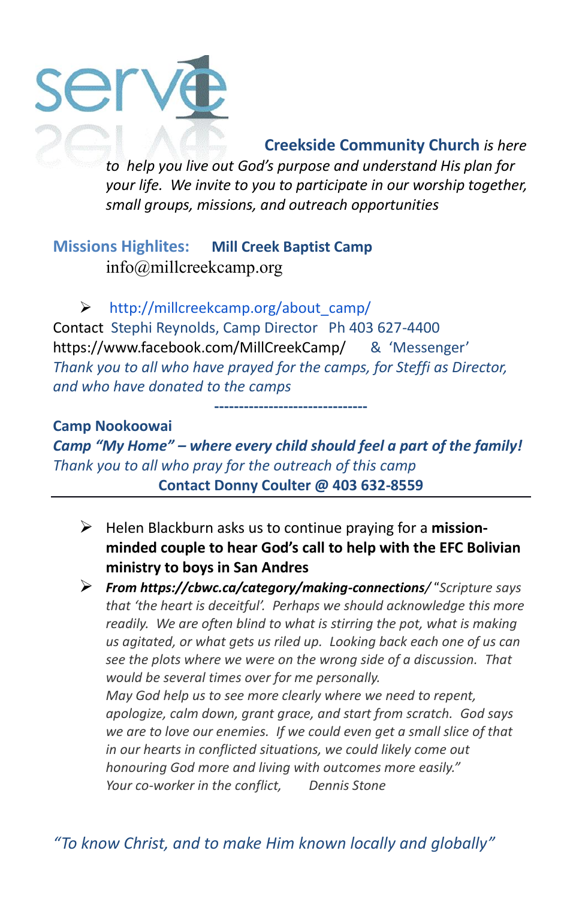serve1

**Creekside Community Church** *is here to help you live out God's purpose and understand His plan for your life. We invite to you to participate in our worship together, small groups, missions, and outreach opportunities*

**Missions Highlites:** **Mill Creek Baptist Camp**

info@millcreekcamp.org

- http://millcreekcamp.org/about_camp/

Contact Stephi Reynolds, Camp Director Ph 403 627-4400
https://www.facebook.com/MillCreekCamp/ & 'Messenger'

*Thank you to all who have prayed for the camps, for Steffi as Director, and who have donated to the camps*

-------------------------------

**Camp Nookoowai**

***Camp "My Home" – where every child should feel a part of the family!***

*Thank you to all who pray for the outreach of this camp*

**Contact Donny Coulter @ 403 632-8559**

---

- Helen Blackburn asks us to continue praying for a **mission-minded couple to hear God's call to help with the EFC Bolivian ministry to boys in San Andres**
- ***From https://cbwc.ca/category/making-connections/*** *"Scripture says that 'the heart is deceitful'. Perhaps we should acknowledge this more readily. We are often blind to what is stirring the pot, what is making us agitated, or what gets us riled up. Looking back each one of us can see the plots where we were on the wrong side of a discussion. That would be several times over for me personally.*
  *May God help us to see more clearly where we need to repent, apologize, calm down, grant grace, and start from scratch. God says we are to love our enemies. If we could even get a small slice of that in our hearts in conflicted situations, we could likely come out honouring God more and living with outcomes more easily."*
  *Your co-worker in the conflict, Dennis Stone*

*"To know Christ, and to make Him known locally and globally"*